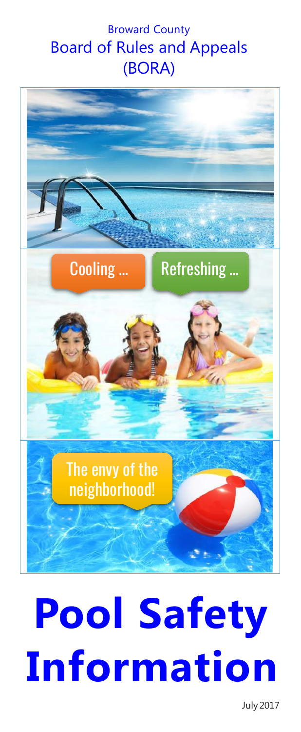Broward County

Board of Rules and Appeals

(BORA)

Cooling ...

Refreshing ...

The envy of the neighborhood!

# Pool Safety Information

July 2017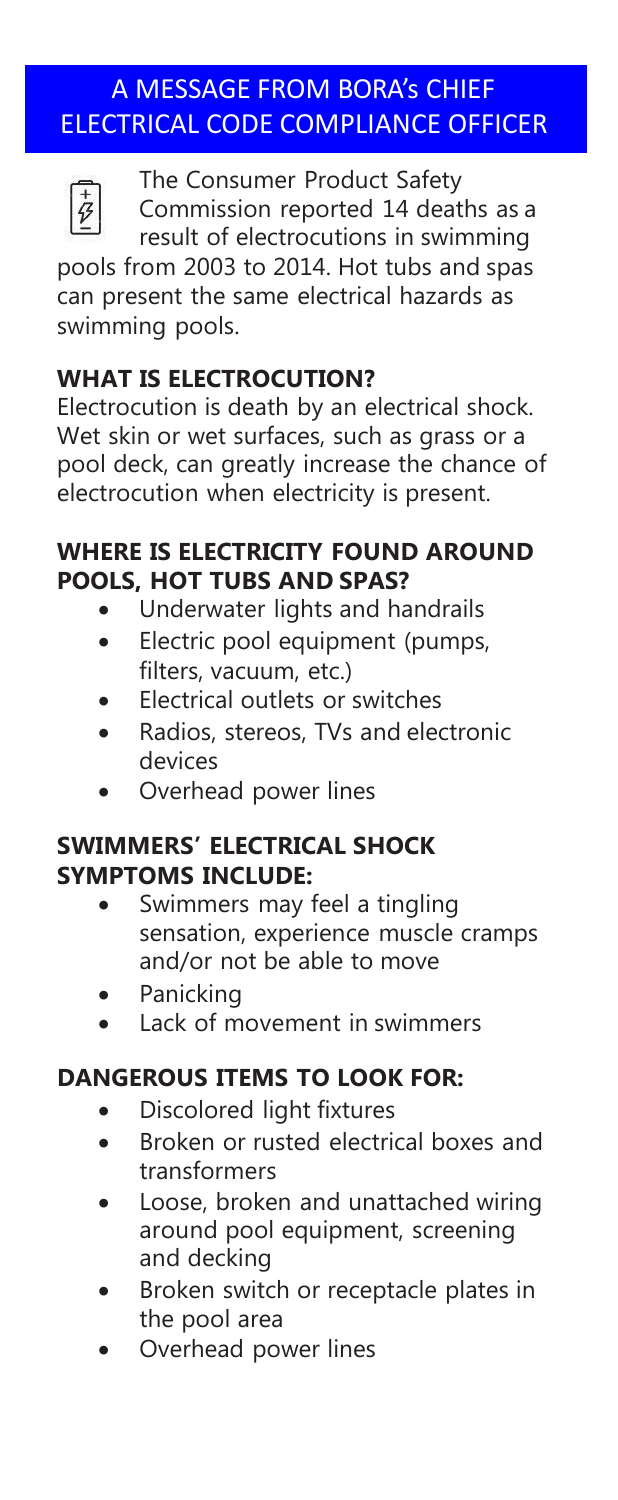## A MESSAGE FROM BORA's CHIEF ELECTRICAL CODE COMPLIANCE OFFICER

The Consumer Product Safety Commission reported 14 deaths as a result of electrocutions in swimming pools from 2003 to 2014. Hot tubs and spas can present the same electrical hazards as swimming pools.

### WHAT IS ELECTROCUTION?

Electrocution is death by an electrical shock. Wet skin or wet surfaces, such as grass or a pool deck, can greatly increase the chance of electrocution when electricity is present.

### WHERE IS ELECTRICITY FOUND AROUND POOLS, HOT TUBS AND SPAS?

- Underwater lights and handrails
- Electric pool equipment (pumps, filters, vacuum, etc.)
- Electrical outlets or switches
- Radios, stereos, TVs and electronic devices
- Overhead power lines

### SWIMMERS' ELECTRICAL SHOCK SYMPTOMS INCLUDE:

- Swimmers may feel a tingling sensation, experience muscle cramps and/or not be able to move
- Panicking
- Lack of movement in swimmers

### DANGEROUS ITEMS TO LOOK FOR:

- Discolored light fixtures
- Broken or rusted electrical boxes and transformers
- Loose, broken and unattached wiring around pool equipment, screening and decking
- Broken switch or receptacle plates in the pool area
- Overhead power lines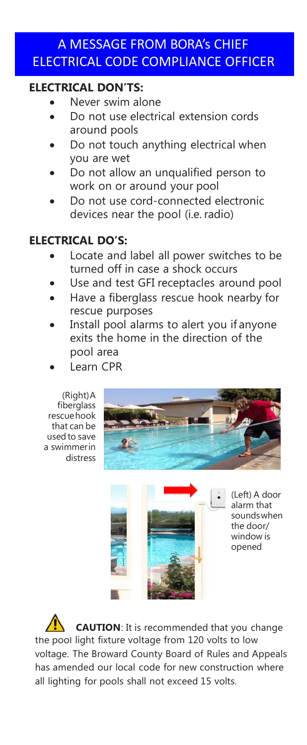## A MESSAGE FROM BORA's CHIEF ELECTRICAL CODE COMPLIANCE OFFICER

### ELECTRICAL DON'TS:

- Never swim alone
- Do not use electrical extension cords around pools
- Do not touch anything electrical when you are wet
- Do not allow an unqualified person to work on or around your pool
- Do not use cord-connected electronic devices near the pool (i.e. radio)

### ELECTRICAL DO'S:

- Locate and label all power switches to be turned off in case a shock occurs
- Use and test GFI receptacles around pool
- Have a fiberglass rescue hook nearby for rescue purposes
- Install pool alarms to alert you if anyone exits the home in the direction of the pool area
- Learn CPR

(Right) A fiberglass rescue hook that can be used to save a swimmer in distress

(Left) A door alarm that sounds when the door/ window is opened

**CAUTION**: It is recommended that you change the pool light fixture voltage from 120 volts to low voltage. The Broward County Board of Rules and Appeals has amended our local code for new construction where all lighting for pools shall not exceed 15 volts.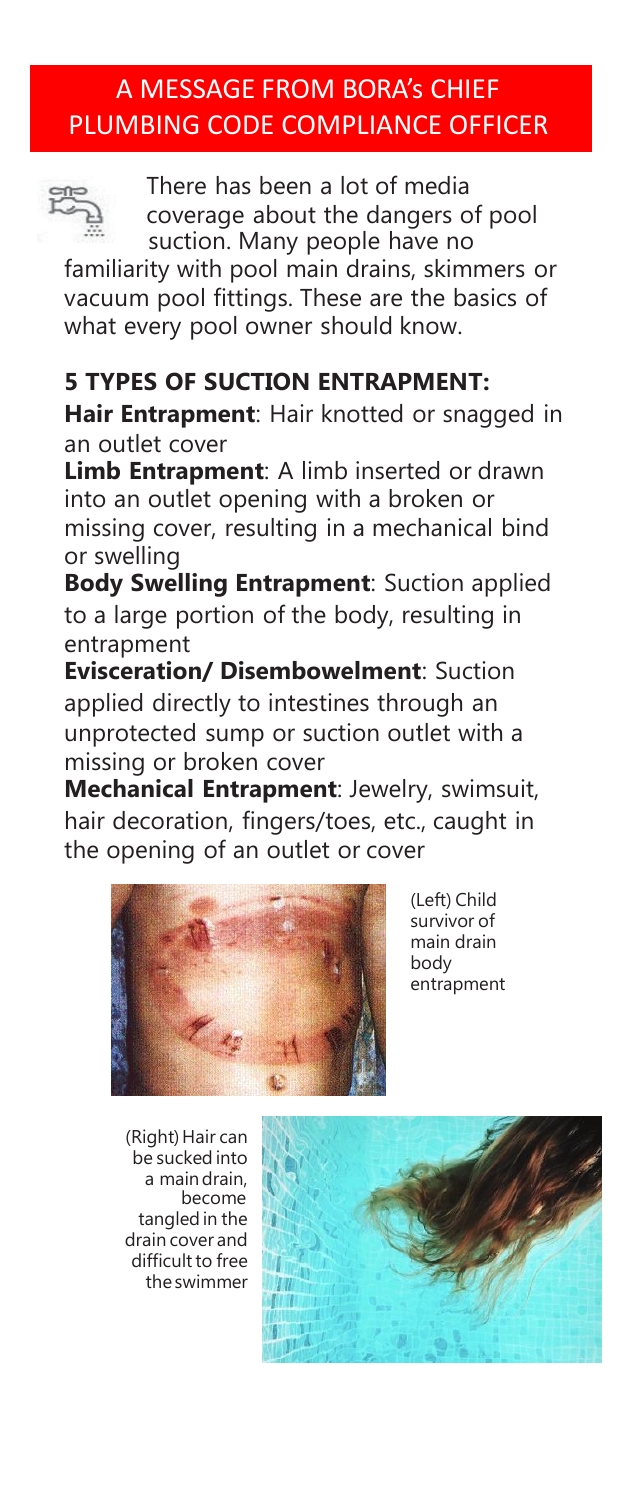## A MESSAGE FROM BORA's CHIEF PLUMBING CODE COMPLIANCE OFFICER

There has been a lot of media coverage about the dangers of pool suction. Many people have no familiarity with pool main drains, skimmers or vacuum pool fittings. These are the basics of what every pool owner should know.

### 5 TYPES OF SUCTION ENTRAPMENT:

**Hair Entrapment**: Hair knotted or snagged in an outlet cover

**Limb Entrapment**: A limb inserted or drawn into an outlet opening with a broken or missing cover, resulting in a mechanical bind or swelling

**Body Swelling Entrapment**: Suction applied to a large portion of the body, resulting in entrapment

**Evisceration/ Disembowelment**: Suction applied directly to intestines through an unprotected sump or suction outlet with a missing or broken cover

**Mechanical Entrapment**: Jewelry, swimsuit, hair decoration, fingers/toes, etc., caught in the opening of an outlet or cover

(Left) Child survivor of main drain body entrapment

(Right) Hair can be sucked into a main drain, become tangled in the drain cover and difficult to free the swimmer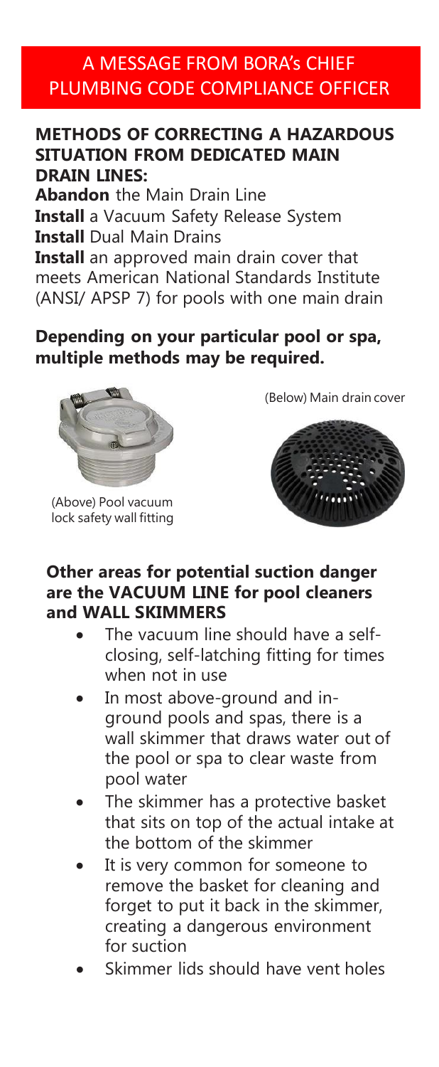## A MESSAGE FROM BORA's CHIEF PLUMBING CODE COMPLIANCE OFFICER

### METHODS OF CORRECTING A HAZARDOUS SITUATION FROM DEDICATED MAIN DRAIN LINES:

**Abandon** the Main Drain Line
**Install** a Vacuum Safety Release System
**Install** Dual Main Drains
**Install** an approved main drain cover that meets American National Standards Institute (ANSI/ APSP 7) for pools with one main drain

**Depending on your particular pool or spa, multiple methods may be required.**

(Below) Main drain cover

(Above) Pool vacuum lock safety wall fitting

### Other areas for potential suction danger are the VACUUM LINE for pool cleaners and WALL SKIMMERS

- The vacuum line should have a self-closing, self-latching fitting for times when not in use
- In most above-ground and in-ground pools and spas, there is a wall skimmer that draws water out of the pool or spa to clear waste from pool water
- The skimmer has a protective basket that sits on top of the actual intake at the bottom of the skimmer
- It is very common for someone to remove the basket for cleaning and forget to put it back in the skimmer, creating a dangerous environment for suction
- Skimmer lids should have vent holes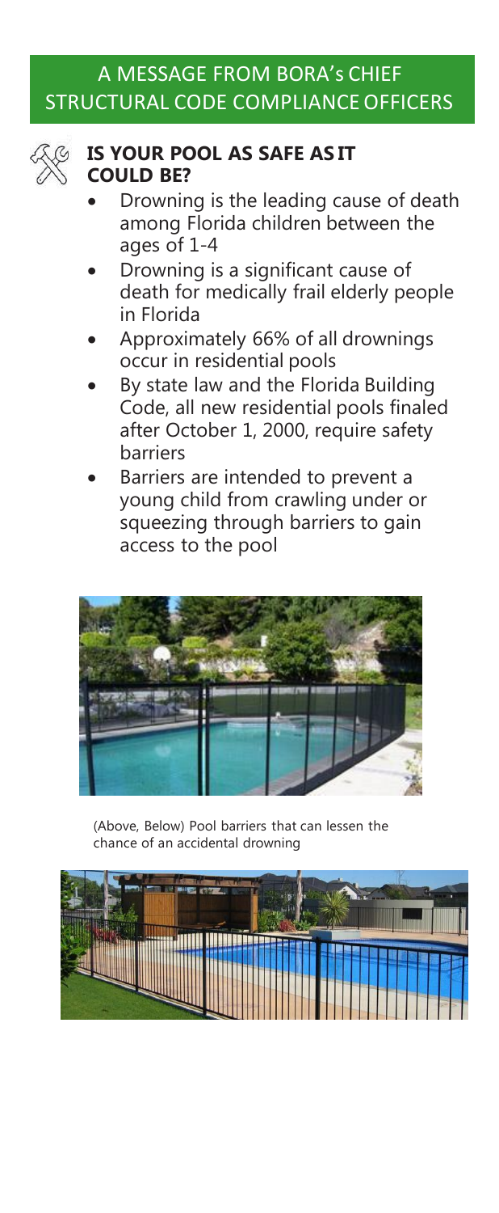## A MESSAGE FROM BORA's CHIEF STRUCTURAL CODE COMPLIANCE OFFICERS

### IS YOUR POOL AS SAFE AS IT COULD BE?

- Drowning is the leading cause of death among Florida children between the ages of 1-4
- Drowning is a significant cause of death for medically frail elderly people in Florida
- Approximately 66% of all drownings occur in residential pools
- By state law and the Florida Building Code, all new residential pools finaled after October 1, 2000, require safety barriers
- Barriers are intended to prevent a young child from crawling under or squeezing through barriers to gain access to the pool

(Above, Below) Pool barriers that can lessen the chance of an accidental drowning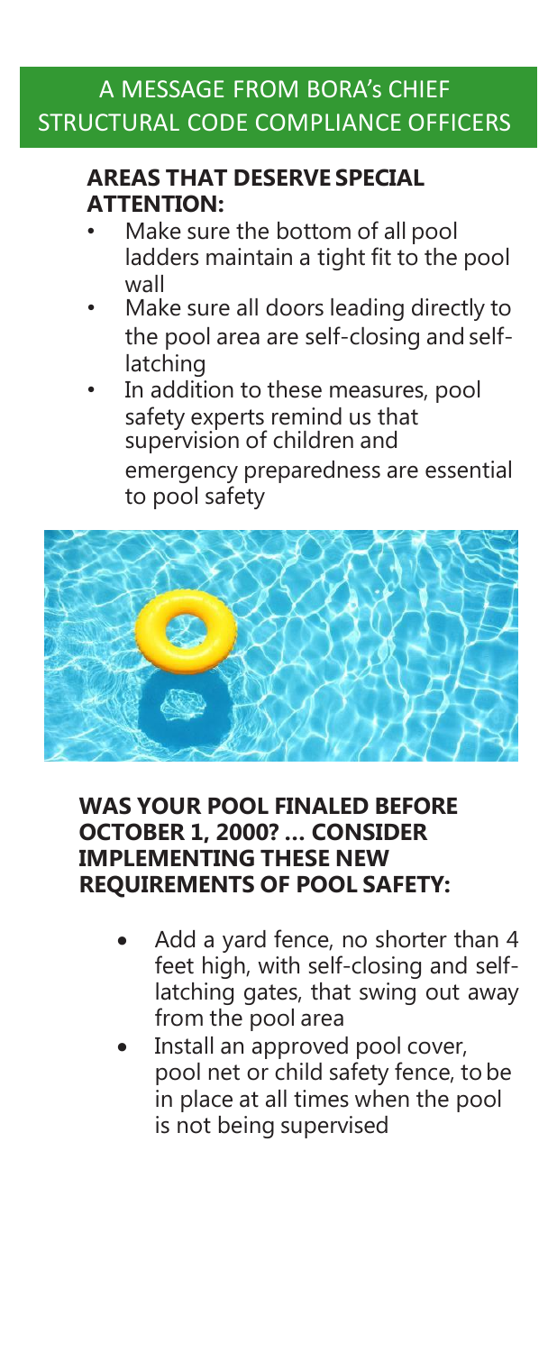## A MESSAGE FROM BORA's CHIEF STRUCTURAL CODE COMPLIANCE OFFICERS

**AREAS THAT DESERVE SPECIAL ATTENTION:**

- Make sure the bottom of all pool ladders maintain a tight fit to the pool wall
- Make sure all doors leading directly to the pool area are self-closing and self-latching
- In addition to these measures, pool safety experts remind us that supervision of children and emergency preparedness are essential to pool safety

**WAS YOUR POOL FINALED BEFORE OCTOBER 1, 2000? … CONSIDER IMPLEMENTING THESE NEW REQUIREMENTS OF POOL SAFETY:**

- Add a yard fence, no shorter than 4 feet high, with self-closing and self-latching gates, that swing out away from the pool area
- Install an approved pool cover, pool net or child safety fence, to be in place at all times when the pool is not being supervised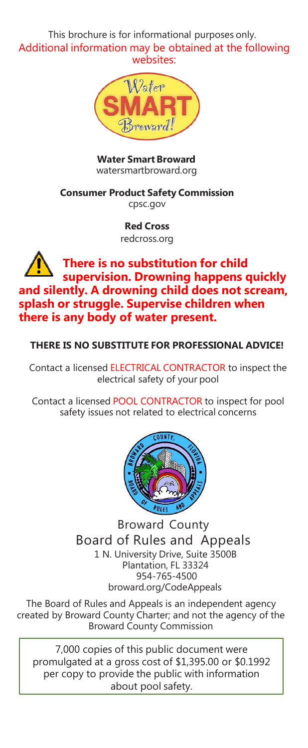This brochure is for informational purposes only.
Additional information may be obtained at the following websites:

**Water Smart Broward**
watersmartbroward.org

**Consumer Product Safety Commission**
cpsc.gov

**Red Cross**
redcross.org

**There is no substitution for child supervision. Drowning happens quickly and silently. A drowning child does not scream, splash or struggle. Supervise children when there is any body of water present.**

**THERE IS NO SUBSTITUTE FOR PROFESSIONAL ADVICE!**

Contact a licensed ELECTRICAL CONTRACTOR to inspect the electrical safety of your pool

Contact a licensed POOL CONTRACTOR to inspect for pool safety issues not related to electrical concerns

Broward County
Board of Rules and Appeals
1 N. University Drive, Suite 3500B
Plantation, FL 33324
954-765-4500
broward.org/CodeAppeals

The Board of Rules and Appeals is an independent agency created by Broward County Charter; and not the agency of the Broward County Commission

7,000 copies of this public document were promulgated at a gross cost of $1,395.00 or $0.1992 per copy to provide the public with information about pool safety.